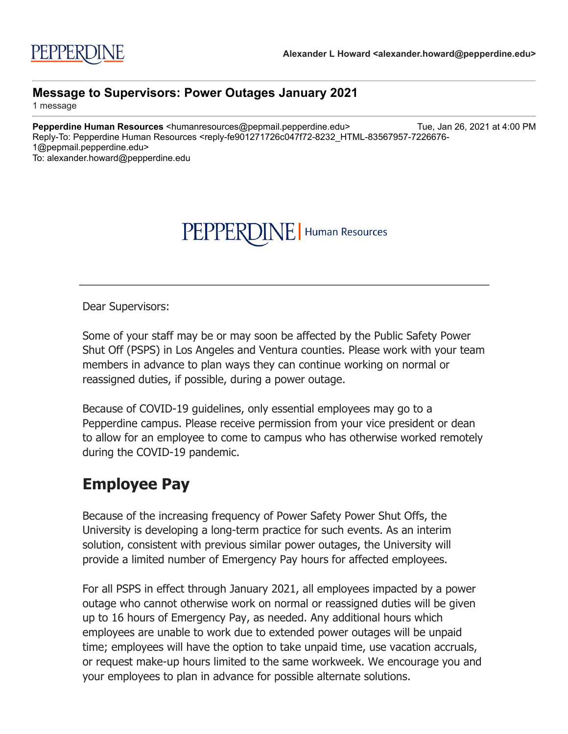PEPPERDINE

**Alexander L Howard <alexander.howard@pepperdine.edu>**

---

## Message to Supervisors: Power Outages January 2021

1 message

---

**Pepperdine Human Resources** <humanresources@pepmail.pepperdine.edu> Tue, Jan 26, 2021 at 4:00 PM
Reply-To: Pepperdine Human Resources <reply-fe901271726c047f72-8232_HTML-83567957-7226676-1@pepmail.pepperdine.edu>
To: alexander.howard@pepperdine.edu

PEPPERDINE | Human Resources

---

Dear Supervisors:

Some of your staff may be or may soon be affected by the Public Safety Power Shut Off (PSPS) in Los Angeles and Ventura counties. Please work with your team members in advance to plan ways they can continue working on normal or reassigned duties, if possible, during a power outage.

Because of COVID-19 guidelines, only essential employees may go to a Pepperdine campus. Please receive permission from your vice president or dean to allow for an employee to come to campus who has otherwise worked remotely during the COVID-19 pandemic.

## Employee Pay

Because of the increasing frequency of Power Safety Power Shut Offs, the University is developing a long-term practice for such events. As an interim solution, consistent with previous similar power outages, the University will provide a limited number of Emergency Pay hours for affected employees.

For all PSPS in effect through January 2021, all employees impacted by a power outage who cannot otherwise work on normal or reassigned duties will be given up to 16 hours of Emergency Pay, as needed. Any additional hours which employees are unable to work due to extended power outages will be unpaid time; employees will have the option to take unpaid time, use vacation accruals, or request make-up hours limited to the same workweek. We encourage you and your employees to plan in advance for possible alternate solutions.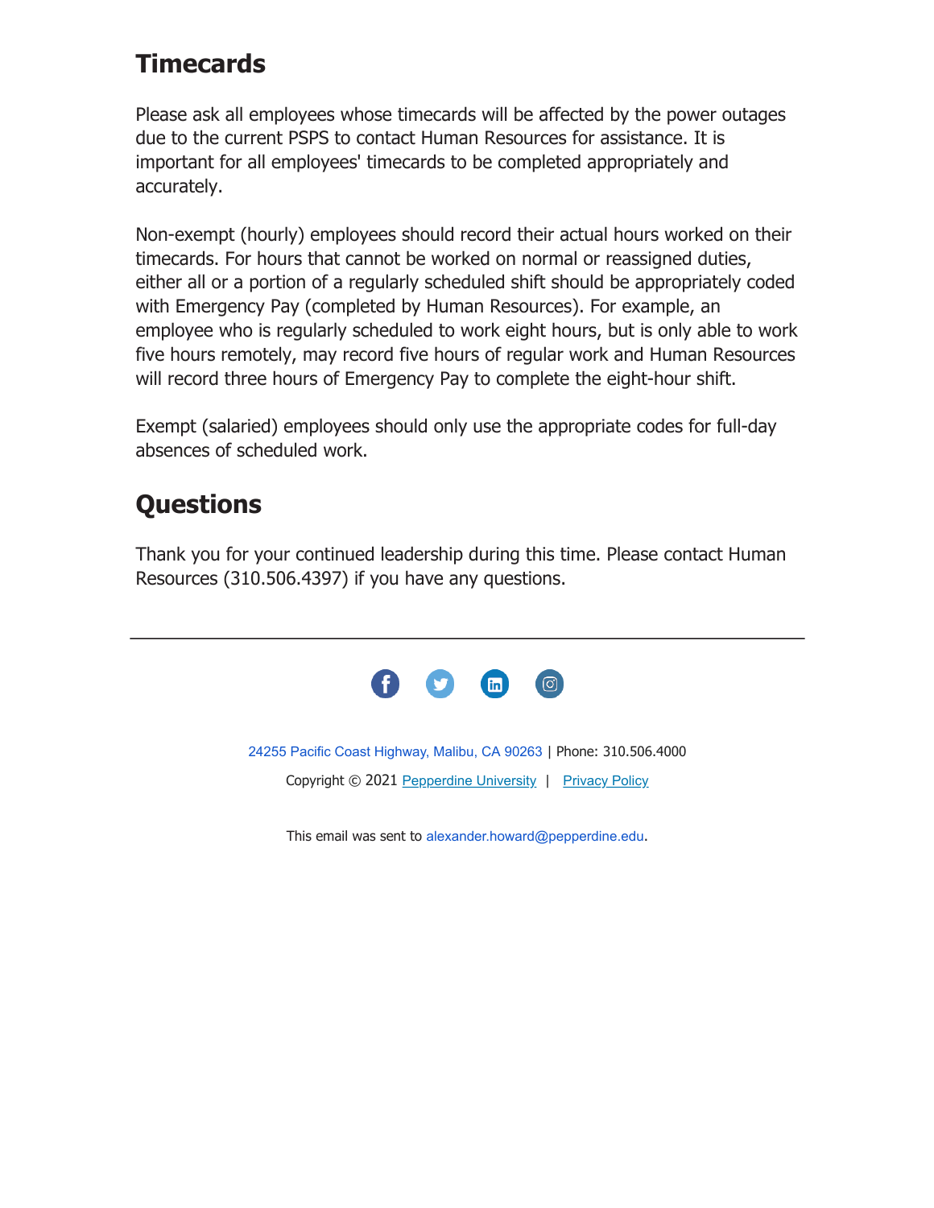## Timecards

Please ask all employees whose timecards will be affected by the power outages due to the current PSPS to contact Human Resources for assistance. It is important for all employees' timecards to be completed appropriately and accurately.

Non-exempt (hourly) employees should record their actual hours worked on their timecards. For hours that cannot be worked on normal or reassigned duties, either all or a portion of a regularly scheduled shift should be appropriately coded with Emergency Pay (completed by Human Resources). For example, an employee who is regularly scheduled to work eight hours, but is only able to work five hours remotely, may record five hours of regular work and Human Resources will record three hours of Emergency Pay to complete the eight-hour shift.

Exempt (salaried) employees should only use the appropriate codes for full-day absences of scheduled work.

## Questions

Thank you for your continued leadership during this time. Please contact Human Resources (310.506.4397) if you have any questions.

---

24255 Pacific Coast Highway, Malibu, CA 90263 | Phone: 310.506.4000

Copyright © 2021 Pepperdine University | Privacy Policy

This email was sent to alexander.howard@pepperdine.edu.